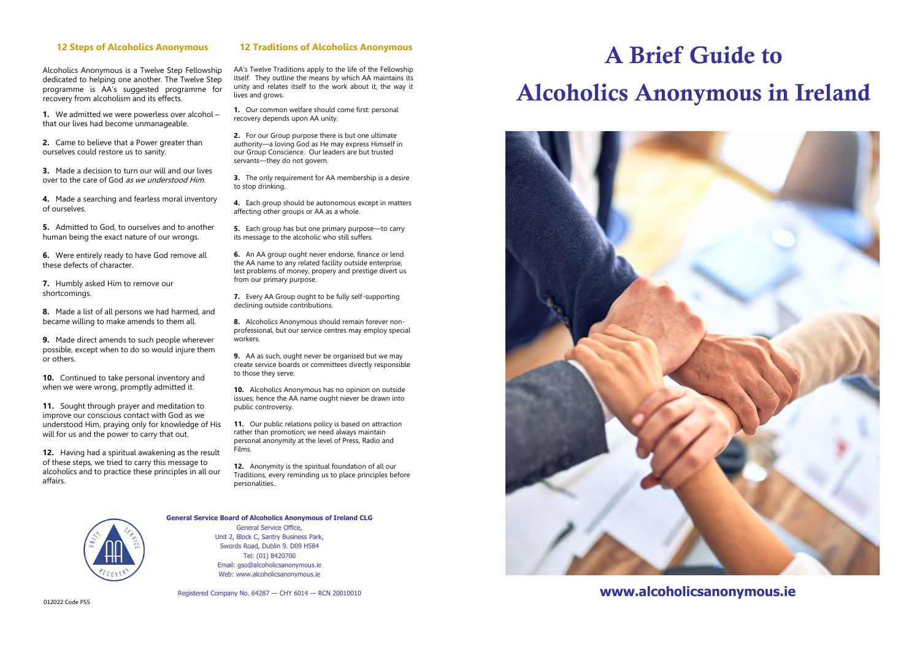## 12 Steps of Alcoholics Anonymous

Alcoholics Anonymous is a Twelve Step Fellowship dedicated to helping one another. The Twelve Step programme is AA's suggested programme for recovery from alcoholism and its effects.

**1.** We admitted we were powerless over alcohol – that our lives had become unmanageable.

**2.** Came to believe that a Power greater than ourselves could restore us to sanity.

**3.** Made a decision to turn our will and our lives over to the care of God *as we understood Him*.

**4.** Made a searching and fearless moral inventory of ourselves.

**5.** Admitted to God, to ourselves and to another human being the exact nature of our wrongs.

**6.** Were entirely ready to have God remove all these defects of character.

**7.** Humbly asked Him to remove our shortcomings.

**8.** Made a list of all persons we had harmed, and became willing to make amends to them all.

**9.** Made direct amends to such people wherever possible, except when to do so would injure them or others.

**10.** Continued to take personal inventory and when we were wrong, promptly admitted it.

**11.** Sought through prayer and meditation to improve our conscious contact with God as we understood Him, praying only for knowledge of His will for us and the power to carry that out.

**12.** Having had a spiritual awakening as the result of these steps, we tried to carry this message to alcoholics and to practice these principles in all our affairs.

## 12 Traditions of Alcoholics Anonymous

AA's Twelve Traditions apply to the life of the Fellowship itself. They outline the means by which AA maintains its unity and relates itself to the work about it, the way it lives and grows.

**1.** Our common welfare should come first: personal recovery depends upon AA unity.

**2.** For our Group purpose there is but one ultimate authority—a loving God as He may express Himself in our Group Conscience. Our leaders are but trusted servants—they do not govern.

**3.** The only requirement for AA membership is a desire to stop drinking.

**4.** Each group should be autonomous except in matters affecting other groups or AA as a whole.

**5.** Each group has but one primary purpose—to carry its message to the alcoholic who still suffers.

**6.** An AA group ought never endorse, finance or lend the AA name to any related facility outside enterprise, lest problems of money, propery and prestige divert us from our primary purpose.

**7.** Every AA Group ought to be fully self-supporting declining outside contributions.

**8.** Alcoholics Anonymous should remain forever non-professional, but our service centres may employ special workers.

**9.** AA as such, ought never be organised but we may create service boards or committees directly responsible to those they serve.

**10.** Alcoholics Anonymous has no opinion on outside issues; hence the AA name ought niever be drawn into public controversy.

**11.** Our public relations policy is based on attraction rather than promotion; we need always maintain personal anonymity at the level of Press, Radio and Films.

**12.** Anonymity is the spiritual foundation of all our Traditions, every reminding us to place principles before personalities..

**General Service Board of Alcoholics Anonymous of Ireland CLG**

General Service Office,
Unit 2, Block C, Santry Business Park,
Swords Road, Dublin 9. D09 H584
Tel: (01) 8420700
Email: gso@alcoholicsanonymous.ie
Web: www.alcoholicsanonymous.ie

Registered Company No. 64287 — CHY 6014 — RCN 20010010

012022 Code P55

# A Brief Guide to Alcoholics Anonymous in Ireland

**www.alcoholicsanonymous.ie**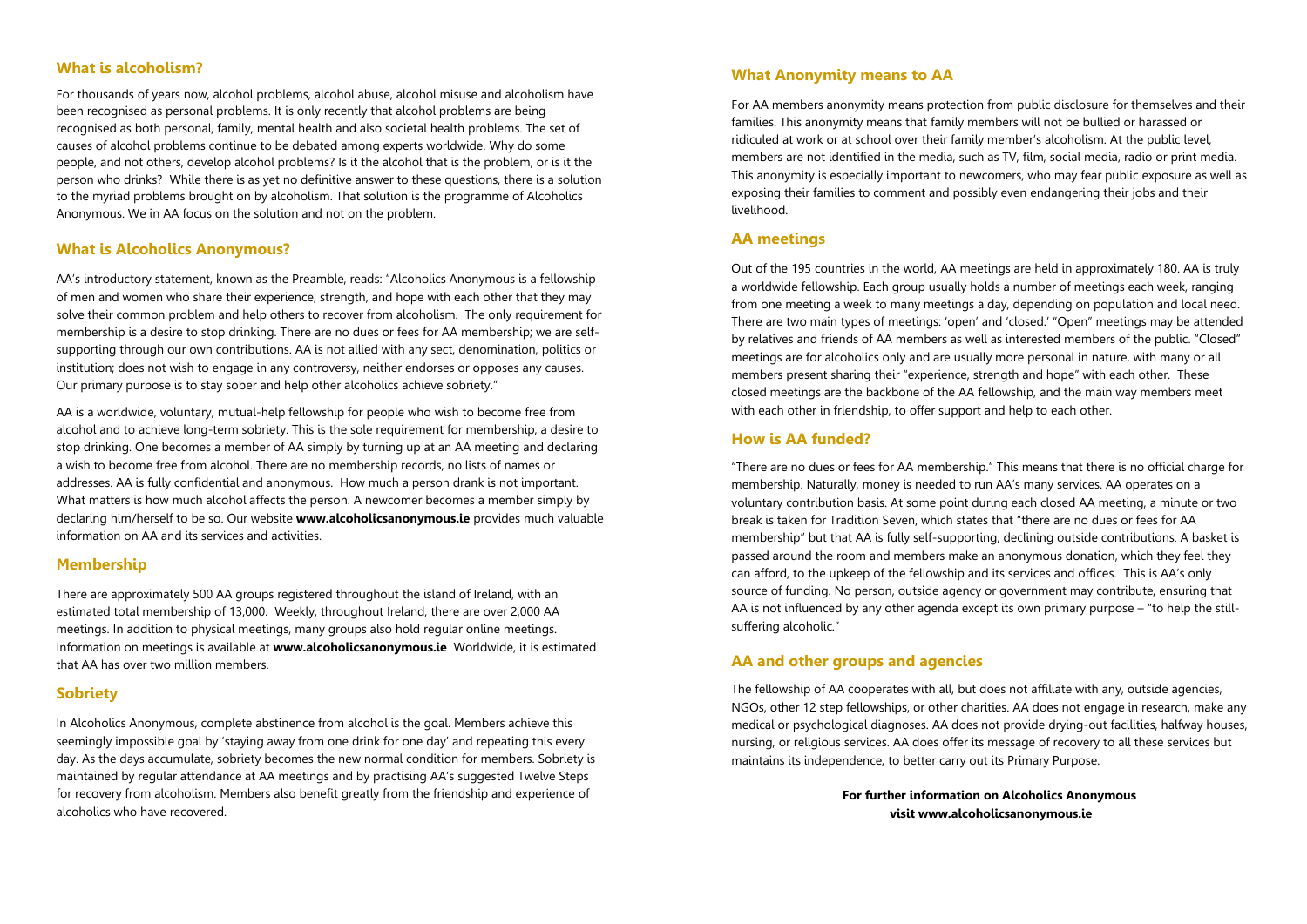## What is alcoholism?

For thousands of years now, alcohol problems, alcohol abuse, alcohol misuse and alcoholism have been recognised as personal problems. It is only recently that alcohol problems are being recognised as both personal, family, mental health and also societal health problems. The set of causes of alcohol problems continue to be debated among experts worldwide. Why do some people, and not others, develop alcohol problems? Is it the alcohol that is the problem, or is it the person who drinks? While there is as yet no definitive answer to these questions, there is a solution to the myriad problems brought on by alcoholism. That solution is the programme of Alcoholics Anonymous. We in AA focus on the solution and not on the problem.

## What is Alcoholics Anonymous?

AA's introductory statement, known as the Preamble, reads: "Alcoholics Anonymous is a fellowship of men and women who share their experience, strength, and hope with each other that they may solve their common problem and help others to recover from alcoholism. The only requirement for membership is a desire to stop drinking. There are no dues or fees for AA membership; we are self-supporting through our own contributions. AA is not allied with any sect, denomination, politics or institution; does not wish to engage in any controversy, neither endorses or opposes any causes. Our primary purpose is to stay sober and help other alcoholics achieve sobriety."

AA is a worldwide, voluntary, mutual-help fellowship for people who wish to become free from alcohol and to achieve long-term sobriety. This is the sole requirement for membership, a desire to stop drinking. One becomes a member of AA simply by turning up at an AA meeting and declaring a wish to become free from alcohol. There are no membership records, no lists of names or addresses. AA is fully confidential and anonymous. How much a person drank is not important. What matters is how much alcohol affects the person. A newcomer becomes a member simply by declaring him/herself to be so. Our website **www.alcoholicsanonymous.ie** provides much valuable information on AA and its services and activities.

## Membership

There are approximately 500 AA groups registered throughout the island of Ireland, with an estimated total membership of 13,000. Weekly, throughout Ireland, there are over 2,000 AA meetings. In addition to physical meetings, many groups also hold regular online meetings. Information on meetings is available at **www.alcoholicsanonymous.ie** Worldwide, it is estimated that AA has over two million members.

## Sobriety

In Alcoholics Anonymous, complete abstinence from alcohol is the goal. Members achieve this seemingly impossible goal by 'staying away from one drink for one day' and repeating this every day. As the days accumulate, sobriety becomes the new normal condition for members. Sobriety is maintained by regular attendance at AA meetings and by practising AA's suggested Twelve Steps for recovery from alcoholism. Members also benefit greatly from the friendship and experience of alcoholics who have recovered.

## What Anonymity means to AA

For AA members anonymity means protection from public disclosure for themselves and their families. This anonymity means that family members will not be bullied or harassed or ridiculed at work or at school over their family member's alcoholism. At the public level, members are not identified in the media, such as TV, film, social media, radio or print media. This anonymity is especially important to newcomers, who may fear public exposure as well as exposing their families to comment and possibly even endangering their jobs and their livelihood.

## AA meetings

Out of the 195 countries in the world, AA meetings are held in approximately 180. AA is truly a worldwide fellowship. Each group usually holds a number of meetings each week, ranging from one meeting a week to many meetings a day, depending on population and local need. There are two main types of meetings: 'open' and 'closed.' "Open" meetings may be attended by relatives and friends of AA members as well as interested members of the public. "Closed" meetings are for alcoholics only and are usually more personal in nature, with many or all members present sharing their "experience, strength and hope" with each other. These closed meetings are the backbone of the AA fellowship, and the main way members meet with each other in friendship, to offer support and help to each other.

## How is AA funded?

"There are no dues or fees for AA membership." This means that there is no official charge for membership. Naturally, money is needed to run AA's many services. AA operates on a voluntary contribution basis. At some point during each closed AA meeting, a minute or two break is taken for Tradition Seven, which states that "there are no dues or fees for AA membership" but that AA is fully self-supporting, declining outside contributions. A basket is passed around the room and members make an anonymous donation, which they feel they can afford, to the upkeep of the fellowship and its services and offices. This is AA's only source of funding. No person, outside agency or government may contribute, ensuring that AA is not influenced by any other agenda except its own primary purpose – "to help the still-suffering alcoholic."

## AA and other groups and agencies

The fellowship of AA cooperates with all, but does not affiliate with any, outside agencies, NGOs, other 12 step fellowships, or other charities. AA does not engage in research, make any medical or psychological diagnoses. AA does not provide drying-out facilities, halfway houses, nursing, or religious services. AA does offer its message of recovery to all these services but maintains its independence, to better carry out its Primary Purpose.

**For further information on Alcoholics Anonymous visit www.alcoholicsanonymous.ie**